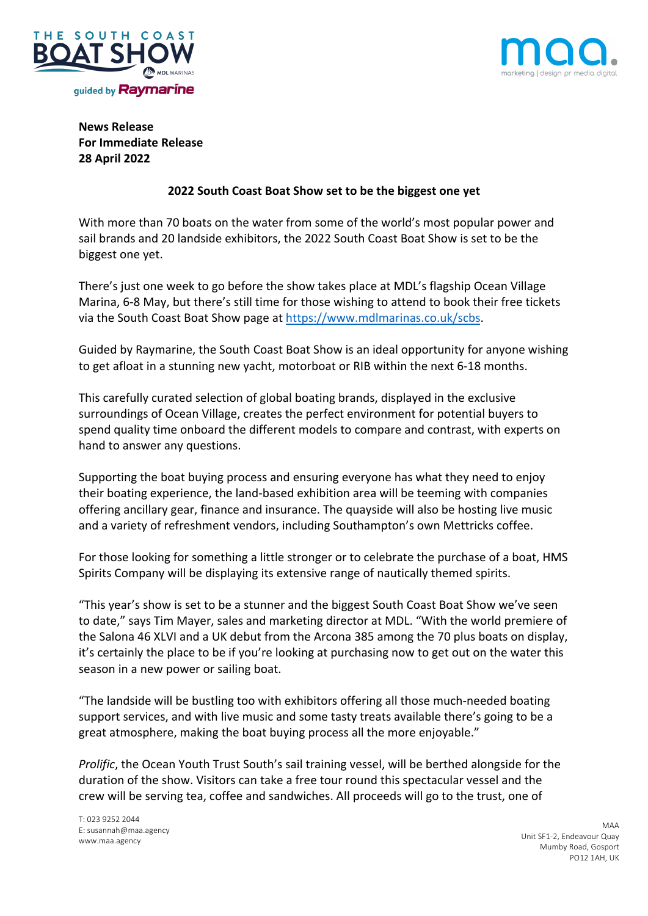**News Release**
**For Immediate Release**
**28 April 2022**

## 2022 South Coast Boat Show set to be the biggest one yet

With more than 70 boats on the water from some of the world's most popular power and sail brands and 20 landside exhibitors, the 2022 South Coast Boat Show is set to be the biggest one yet.

There's just one week to go before the show takes place at MDL's flagship Ocean Village Marina, 6-8 May, but there's still time for those wishing to attend to book their free tickets via the South Coast Boat Show page at https://www.mdlmarinas.co.uk/scbs.

Guided by Raymarine, the South Coast Boat Show is an ideal opportunity for anyone wishing to get afloat in a stunning new yacht, motorboat or RIB within the next 6-18 months.

This carefully curated selection of global boating brands, displayed in the exclusive surroundings of Ocean Village, creates the perfect environment for potential buyers to spend quality time onboard the different models to compare and contrast, with experts on hand to answer any questions.

Supporting the boat buying process and ensuring everyone has what they need to enjoy their boating experience, the land-based exhibition area will be teeming with companies offering ancillary gear, finance and insurance. The quayside will also be hosting live music and a variety of refreshment vendors, including Southampton's own Mettricks coffee.

For those looking for something a little stronger or to celebrate the purchase of a boat, HMS Spirits Company will be displaying its extensive range of nautically themed spirits.

"This year's show is set to be a stunner and the biggest South Coast Boat Show we've seen to date," says Tim Mayer, sales and marketing director at MDL. "With the world premiere of the Salona 46 XLVI and a UK debut from the Arcona 385 among the 70 plus boats on display, it's certainly the place to be if you're looking at purchasing now to get out on the water this season in a new power or sailing boat.

"The landside will be bustling too with exhibitors offering all those much-needed boating support services, and with live music and some tasty treats available there's going to be a great atmosphere, making the boat buying process all the more enjoyable."

*Prolific*, the Ocean Youth Trust South's sail training vessel, will be berthed alongside for the duration of the show. Visitors can take a free tour round this spectacular vessel and the crew will be serving tea, coffee and sandwiches. All proceeds will go to the trust, one of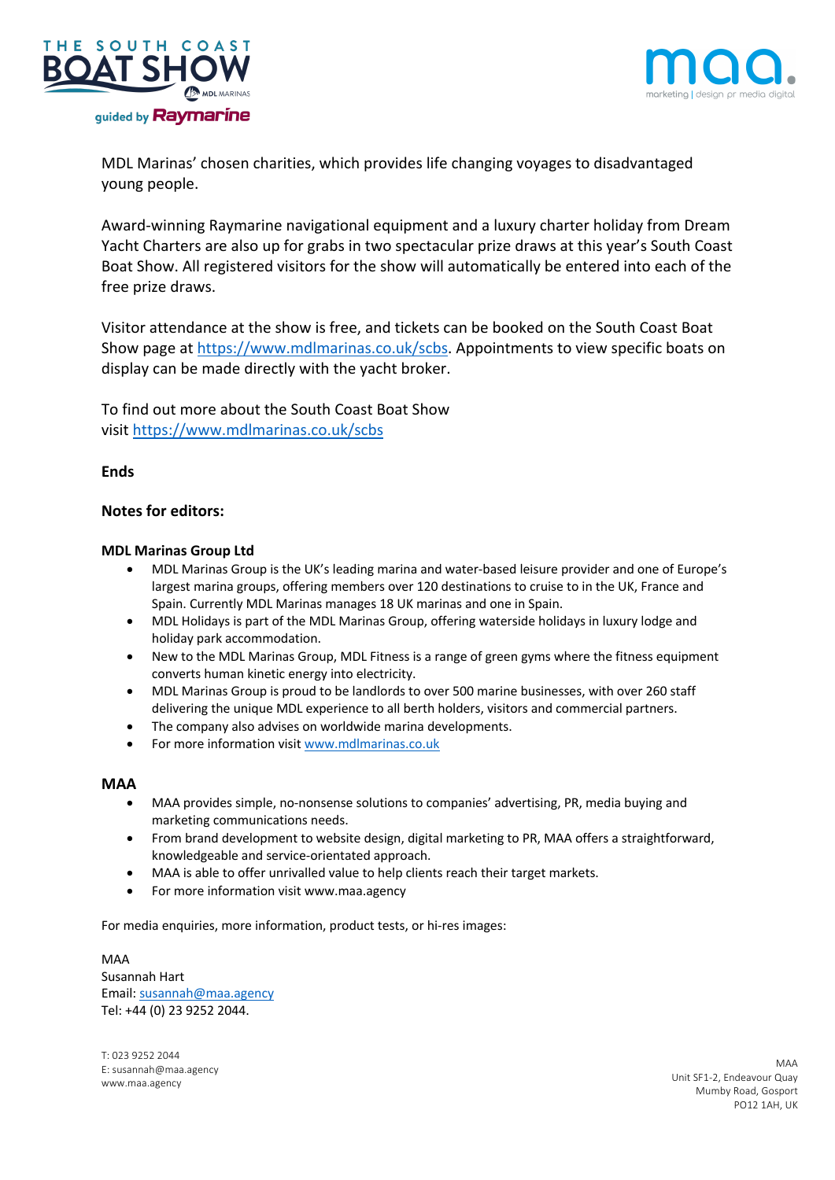MDL Marinas' chosen charities, which provides life changing voyages to disadvantaged young people.

Award-winning Raymarine navigational equipment and a luxury charter holiday from Dream Yacht Charters are also up for grabs in two spectacular prize draws at this year's South Coast Boat Show. All registered visitors for the show will automatically be entered into each of the free prize draws.

Visitor attendance at the show is free, and tickets can be booked on the South Coast Boat Show page at https://www.mdlmarinas.co.uk/scbs. Appointments to view specific boats on display can be made directly with the yacht broker.

To find out more about the South Coast Boat Show visit https://www.mdlmarinas.co.uk/scbs

**Ends**

**Notes for editors:**

**MDL Marinas Group Ltd**

- MDL Marinas Group is the UK's leading marina and water-based leisure provider and one of Europe's largest marina groups, offering members over 120 destinations to cruise to in the UK, France and Spain. Currently MDL Marinas manages 18 UK marinas and one in Spain.
- MDL Holidays is part of the MDL Marinas Group, offering waterside holidays in luxury lodge and holiday park accommodation.
- New to the MDL Marinas Group, MDL Fitness is a range of green gyms where the fitness equipment converts human kinetic energy into electricity.
- MDL Marinas Group is proud to be landlords to over 500 marine businesses, with over 260 staff delivering the unique MDL experience to all berth holders, visitors and commercial partners.
- The company also advises on worldwide marina developments.
- For more information visit www.mdlmarinas.co.uk

**MAA**

- MAA provides simple, no-nonsense solutions to companies' advertising, PR, media buying and marketing communications needs.
- From brand development to website design, digital marketing to PR, MAA offers a straightforward, knowledgeable and service-orientated approach.
- MAA is able to offer unrivalled value to help clients reach their target markets.
- For more information visit www.maa.agency

For media enquiries, more information, product tests, or hi-res images:

MAA
Susannah Hart
Email: susannah@maa.agency
Tel: +44 (0) 23 9252 2044.